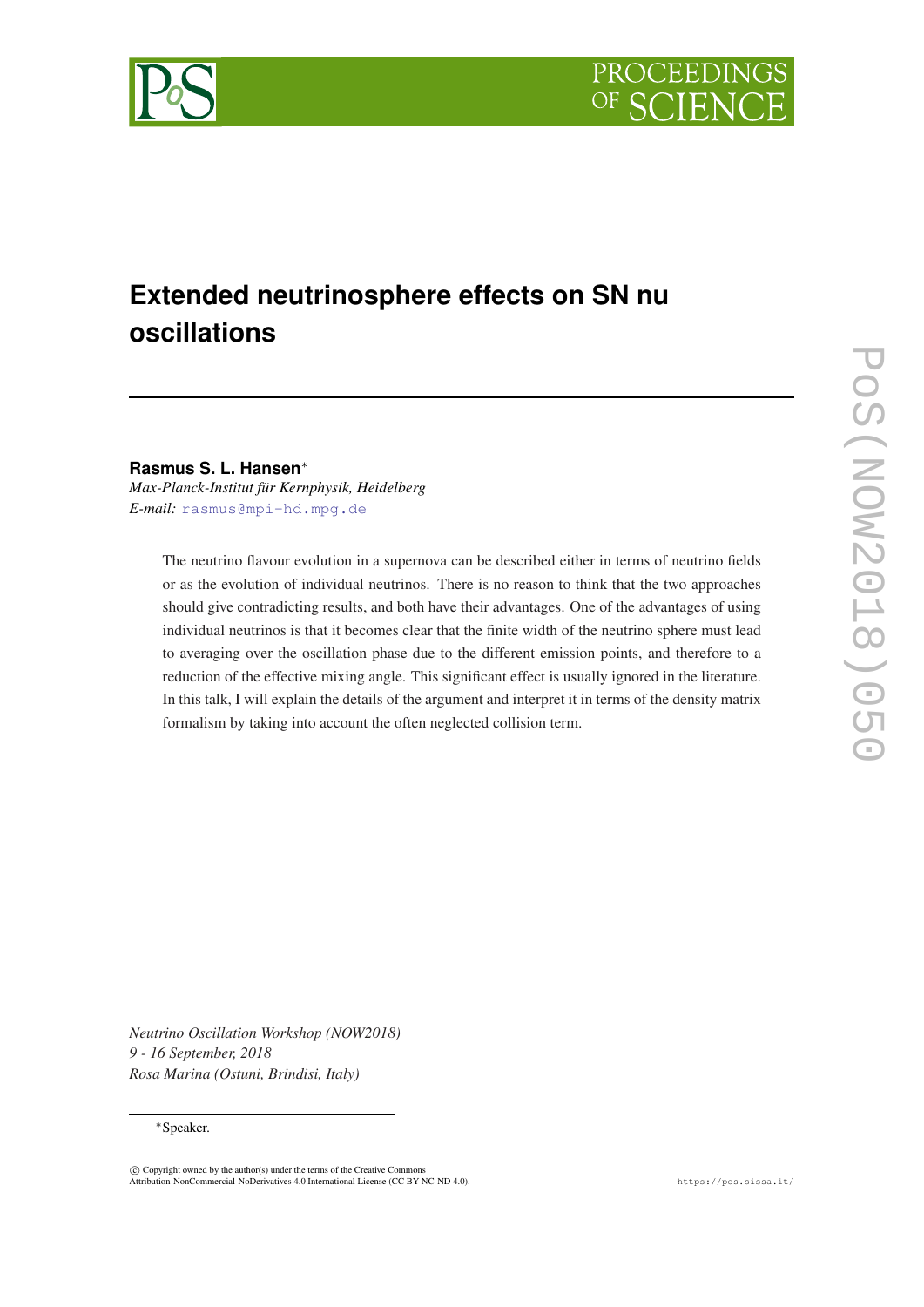# Extended neutrinosphere effects on SN nu oscillations

**Rasmus S. L. Hansen***

*Max-Planck-Institut für Kernphysik, Heidelberg*

*E-mail:* rasmus@mpi-hd.mpg.de

The neutrino flavour evolution in a supernova can be described either in terms of neutrino fields or as the evolution of individual neutrinos. There is no reason to think that the two approaches should give contradicting results, and both have their advantages. One of the advantages of using individual neutrinos is that it becomes clear that the finite width of the neutrino sphere must lead to averaging over the oscillation phase due to the different emission points, and therefore to a reduction of the effective mixing angle. This significant effect is usually ignored in the literature. In this talk, I will explain the details of the argument and interpret it in terms of the density matrix formalism by taking into account the often neglected collision term.

*Neutrino Oscillation Workshop (NOW2018)*
*9 - 16 September, 2018*
*Rosa Marina (Ostuni, Brindisi, Italy)*

*Speaker.

© Copyright owned by the author(s) under the terms of the Creative Commons Attribution-NonCommercial-NoDerivatives 4.0 International License (CC BY-NC-ND 4.0).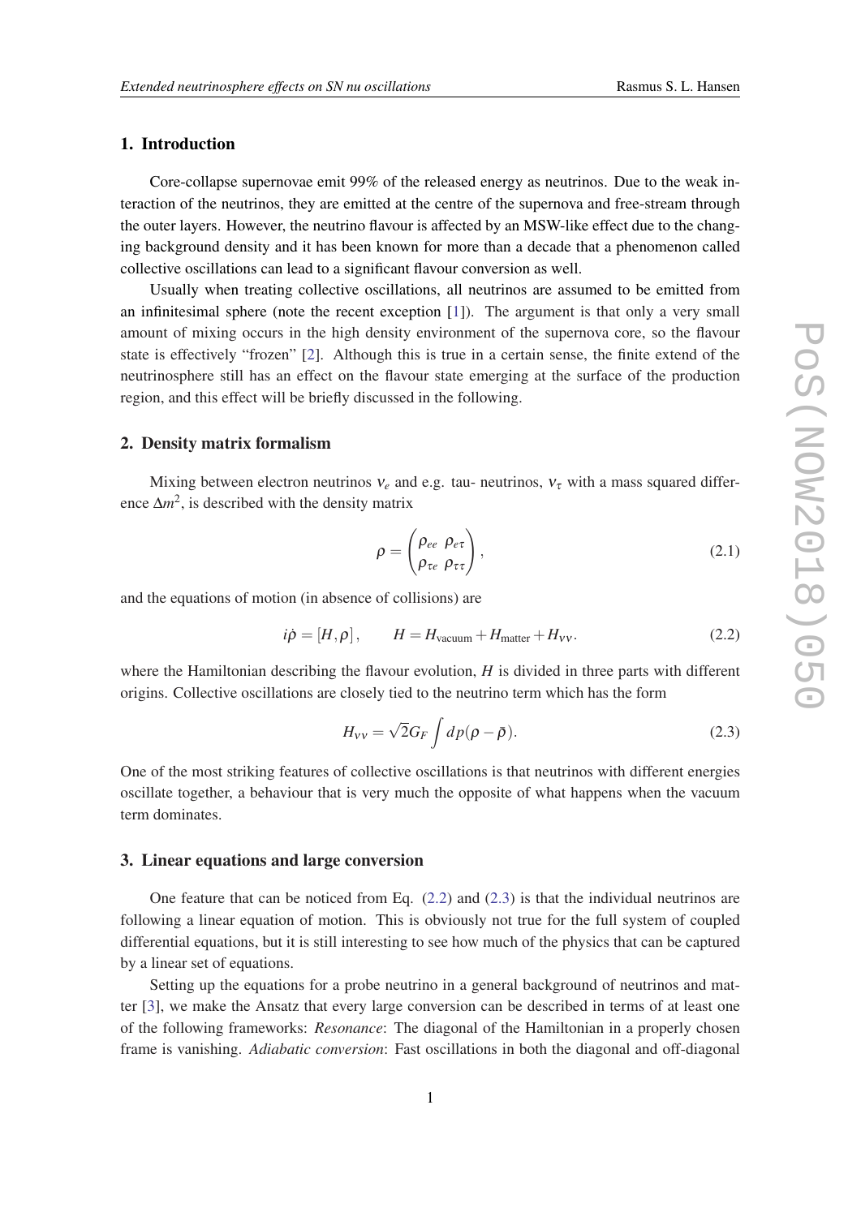## 1. Introduction

Core-collapse supernovae emit 99% of the released energy as neutrinos. Due to the weak interaction of the neutrinos, they are emitted at the centre of the supernova and free-stream through the outer layers. However, the neutrino flavour is affected by an MSW-like effect due to the changing background density and it has been known for more than a decade that a phenomenon called collective oscillations can lead to a significant flavour conversion as well.

Usually when treating collective oscillations, all neutrinos are assumed to be emitted from an infinitesimal sphere (note the recent exception [1]). The argument is that only a very small amount of mixing occurs in the high density environment of the supernova core, so the flavour state is effectively "frozen" [2]. Although this is true in a certain sense, the finite extend of the neutrinosphere still has an effect on the flavour state emerging at the surface of the production region, and this effect will be briefly discussed in the following.

## 2. Density matrix formalism

Mixing between electron neutrinos $\nu_e$ and e.g. tau- neutrinos, $\nu_\tau$ with a mass squared difference $\Delta m^2$, is described with the density matrix

$$\rho = \begin{pmatrix} \rho_{ee} & \rho_{e\tau} \\ \rho_{\tau e} & \rho_{\tau\tau} \end{pmatrix}, \tag{2.1}$$

and the equations of motion (in absence of collisions) are

$$i\dot{\rho} = [H, \rho], \qquad H = H_{\text{vacuum}} + H_{\text{matter}} + H_{\nu\nu}. \tag{2.2}$$

where the Hamiltonian describing the flavour evolution, $H$ is divided in three parts with different origins. Collective oscillations are closely tied to the neutrino term which has the form

$$H_{\nu\nu} = \sqrt{2} G_F \int dp (\rho - \bar{\rho}). \tag{2.3}$$

One of the most striking features of collective oscillations is that neutrinos with different energies oscillate together, a behaviour that is very much the opposite of what happens when the vacuum term dominates.

## 3. Linear equations and large conversion

One feature that can be noticed from Eq. (2.2) and (2.3) is that the individual neutrinos are following a linear equation of motion. This is obviously not true for the full system of coupled differential equations, but it is still interesting to see how much of the physics that can be captured by a linear set of equations.

Setting up the equations for a probe neutrino in a general background of neutrinos and matter [3], we make the Ansatz that every large conversion can be described in terms of at least one of the following frameworks: *Resonance*: The diagonal of the Hamiltonian in a properly chosen frame is vanishing. *Adiabatic conversion*: Fast oscillations in both the diagonal and off-diagonal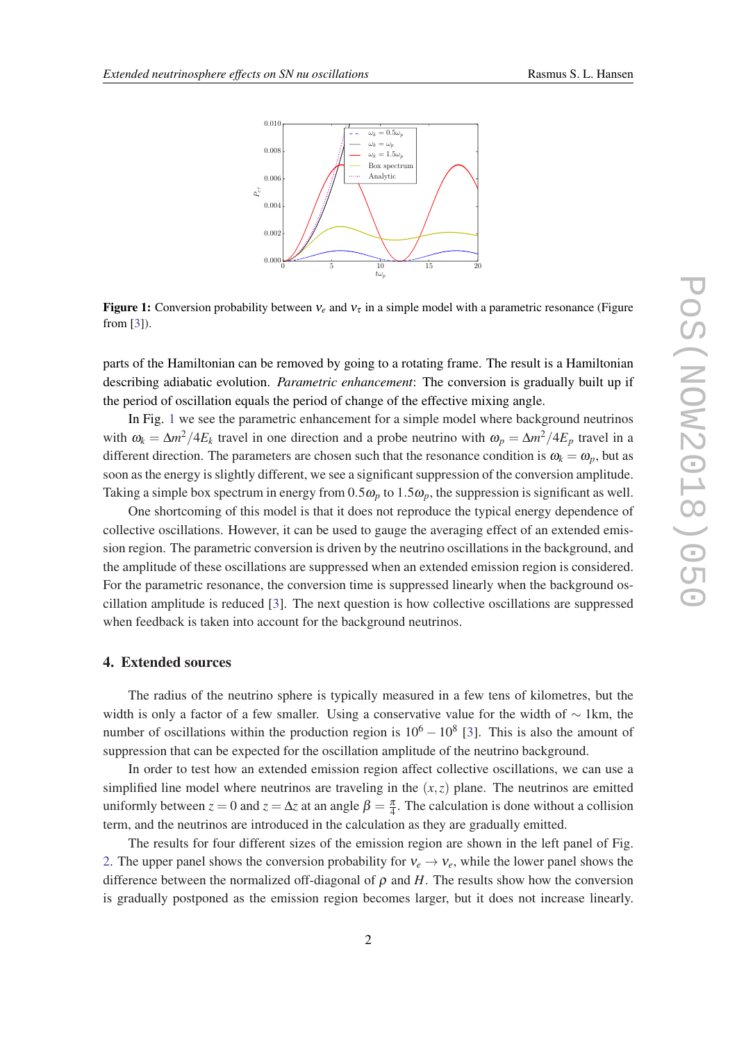**Figure 1:** Conversion probability between $\nu_e$ and $\nu_\tau$ in a simple model with a parametric resonance (Figure from [3]).

parts of the Hamiltonian can be removed by going to a rotating frame. The result is a Hamiltonian describing adiabatic evolution. *Parametric enhancement*: The conversion is gradually built up if the period of oscillation equals the period of change of the effective mixing angle.

In Fig. 1 we see the parametric enhancement for a simple model where background neutrinos with $\omega_k = \Delta m^2/4E_k$ travel in one direction and a probe neutrino with $\omega_p = \Delta m^2/4E_p$ travel in a different direction. The parameters are chosen such that the resonance condition is $\omega_k = \omega_p$, but as soon as the energy is slightly different, we see a significant suppression of the conversion amplitude. Taking a simple box spectrum in energy from $0.5\omega_p$ to $1.5\omega_p$, the suppression is significant as well.

One shortcoming of this model is that it does not reproduce the typical energy dependence of collective oscillations. However, it can be used to gauge the averaging effect of an extended emission region. The parametric conversion is driven by the neutrino oscillations in the background, and the amplitude of these oscillations are suppressed when an extended emission region is considered. For the parametric resonance, the conversion time is suppressed linearly when the background oscillation amplitude is reduced [3]. The next question is how collective oscillations are suppressed when feedback is taken into account for the background neutrinos.

## 4. Extended sources

The radius of the neutrino sphere is typically measured in a few tens of kilometres, but the width is only a factor of a few smaller. Using a conservative value for the width of $\sim$ 1km, the number of oscillations within the production region is $10^6 - 10^8$ [3]. This is also the amount of suppression that can be expected for the oscillation amplitude of the neutrino background.

In order to test how an extended emission region affect collective oscillations, we can use a simplified line model where neutrinos are traveling in the $(x,z)$ plane. The neutrinos are emitted uniformly between $z = 0$ and $z = \Delta z$ at an angle $\beta = \frac{\pi}{4}$. The calculation is done without a collision term, and the neutrinos are introduced in the calculation as they are gradually emitted.

The results for four different sizes of the emission region are shown in the left panel of Fig. 2. The upper panel shows the conversion probability for $\nu_e \to \nu_e$, while the lower panel shows the difference between the normalized off-diagonal of $\rho$ and $H$. The results show how the conversion is gradually postponed as the emission region becomes larger, but it does not increase linearly.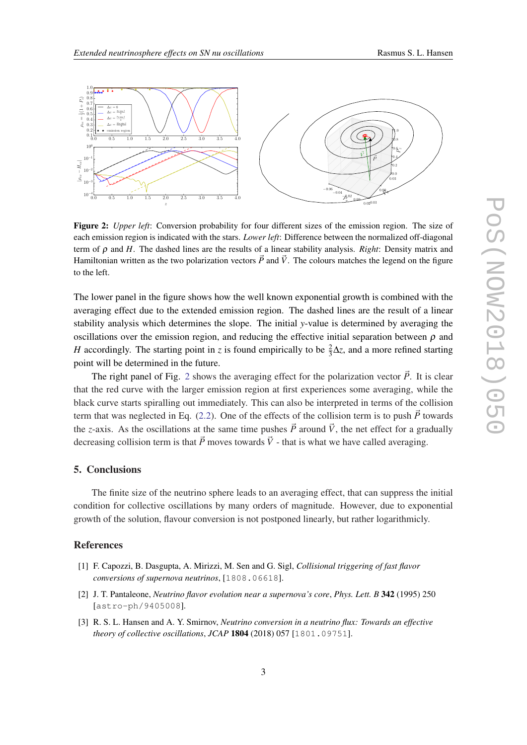Figure 2: *Upper left*: Conversion probability for four different sizes of the emission region. The size of each emission region is indicated with the stars. *Lower left*: Difference between the normalized off-diagonal term of $\rho$ and $H$. The dashed lines are the results of a linear stability analysis. *Right*: Density matrix and Hamiltonian written as the two polarization vectors $\vec{P}$ and $\vec{V}$. The colours matches the legend on the figure to the left.

The lower panel in the figure shows how the well known exponential growth is combined with the averaging effect due to the extended emission region. The dashed lines are the result of a linear stability analysis which determines the slope. The initial $y$-value is determined by averaging the oscillations over the emission region, and reducing the effective initial separation between $\rho$ and $H$ accordingly. The starting point in $z$ is found empirically to be $\frac{2}{3}\Delta z$, and a more refined starting point will be determined in the future.

The right panel of Fig. 2 shows the averaging effect for the polarization vector $\vec{P}$. It is clear that the red curve with the larger emission region at first experiences some averaging, while the black curve starts spiralling out immediately. This can also be interpreted in terms of the collision term that was neglected in Eq. (2.2). One of the effects of the collision term is to push $\vec{P}$ towards the $z$-axis. As the oscillations at the same time pushes $\vec{P}$ around $\vec{V}$, the net effect for a gradually decreasing collision term is that $\vec{P}$ moves towards $\vec{V}$ - that is what we have called averaging.

## 5. Conclusions

The finite size of the neutrino sphere leads to an averaging effect, that can suppress the initial condition for collective oscillations by many orders of magnitude. However, due to exponential growth of the solution, flavour conversion is not postponed linearly, but rather logarithmicly.

## References

[1] F. Capozzi, B. Dasgupta, A. Mirizzi, M. Sen and G. Sigl, *Collisional triggering of fast flavor conversions of supernova neutrinos*, [1808.06618].

[2] J. T. Pantaleone, *Neutrino flavor evolution near a supernova's core*, *Phys. Lett. B* **342** (1995) 250 [astro-ph/9405008].

[3] R. S. L. Hansen and A. Y. Smirnov, *Neutrino conversion in a neutrino flux: Towards an effective theory of collective oscillations*, *JCAP* **1804** (2018) 057 [1801.09751].